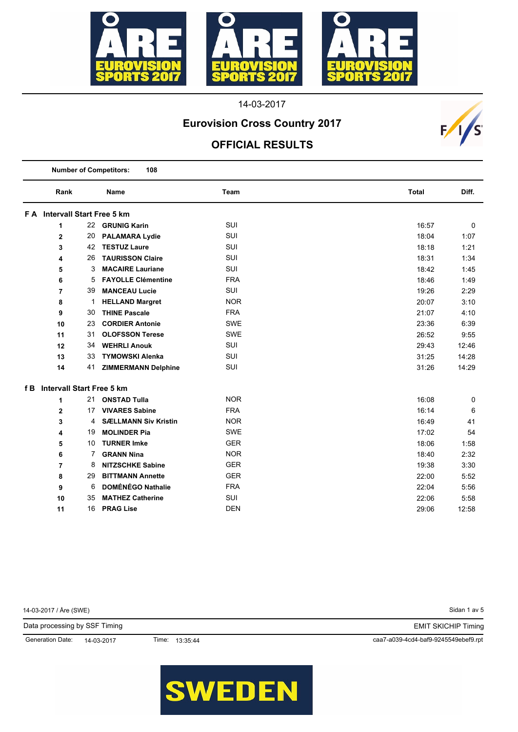14-03-2017

# Eurovision Cross Country 2017

## OFFICIAL RESULTS

**Number of Competitors: 108**

| Rank | | Name | Team | Total | Diff. |
|---|---|---|---|---|---|
| **F A Intervall Start Free 5 km** | | | | | |
| 1 | 22 | **GRUNIG Karin** | SUI | 16:57 | 0 |
| 2 | 20 | **PALAMARA Lydie** | SUI | 18:04 | 1:07 |
| 3 | 42 | **TESTUZ Laure** | SUI | 18:18 | 1:21 |
| 4 | 26 | **TAURISSON Claire** | SUI | 18:31 | 1:34 |
| 5 | 3 | **MACAIRE Lauriane** | SUI | 18:42 | 1:45 |
| 6 | 5 | **FAYOLLE Clémentine** | FRA | 18:46 | 1:49 |
| 7 | 39 | **MANCEAU Lucie** | SUI | 19:26 | 2:29 |
| 8 | 1 | **HELLAND Margret** | NOR | 20:07 | 3:10 |
| 9 | 30 | **THINE Pascale** | FRA | 21:07 | 4:10 |
| 10 | 23 | **CORDIER Antonie** | SWE | 23:36 | 6:39 |
| 11 | 31 | **OLOFSSON Terese** | SWE | 26:52 | 9:55 |
| 12 | 34 | **WEHRLI Anouk** | SUI | 29:43 | 12:46 |
| 13 | 33 | **TYMOWSKI Alenka** | SUI | 31:25 | 14:28 |
| 14 | 41 | **ZIMMERMANN Delphine** | SUI | 31:26 | 14:29 |
| **f B Intervall Start Free 5 km** | | | | | |
| 1 | 21 | **ONSTAD Tulla** | NOR | 16:08 | 0 |
| 2 | 17 | **VIVARES Sabine** | FRA | 16:14 | 6 |
| 3 | 4 | **SÆLLMANN Siv Kristin** | NOR | 16:49 | 41 |
| 4 | 19 | **MOLINDER Pia** | SWE | 17:02 | 54 |
| 5 | 10 | **TURNER Imke** | GER | 18:06 | 1:58 |
| 6 | 7 | **GRANN Nina** | NOR | 18:40 | 2:32 |
| 7 | 8 | **NITZSCHKE Sabine** | GER | 19:38 | 3:30 |
| 8 | 29 | **BITTMANN Annette** | GER | 22:00 | 5:52 |
| 9 | 6 | **DOMÉNÉGO Nathalie** | FRA | 22:04 | 5:56 |
| 10 | 35 | **MATHEZ Catherine** | SUI | 22:06 | 5:58 |
| 11 | 16 | **PRAG Lise** | DEN | 29:06 | 12:58 |

14-03-2017 / Åre (SWE)

Data processing by SSF Timing

EMIT SKICHIP Timing

Generation Date: 14-03-2017 Time: 13:35:44

caa7-a039-4cd4-baf9-9245549ebef9.rpt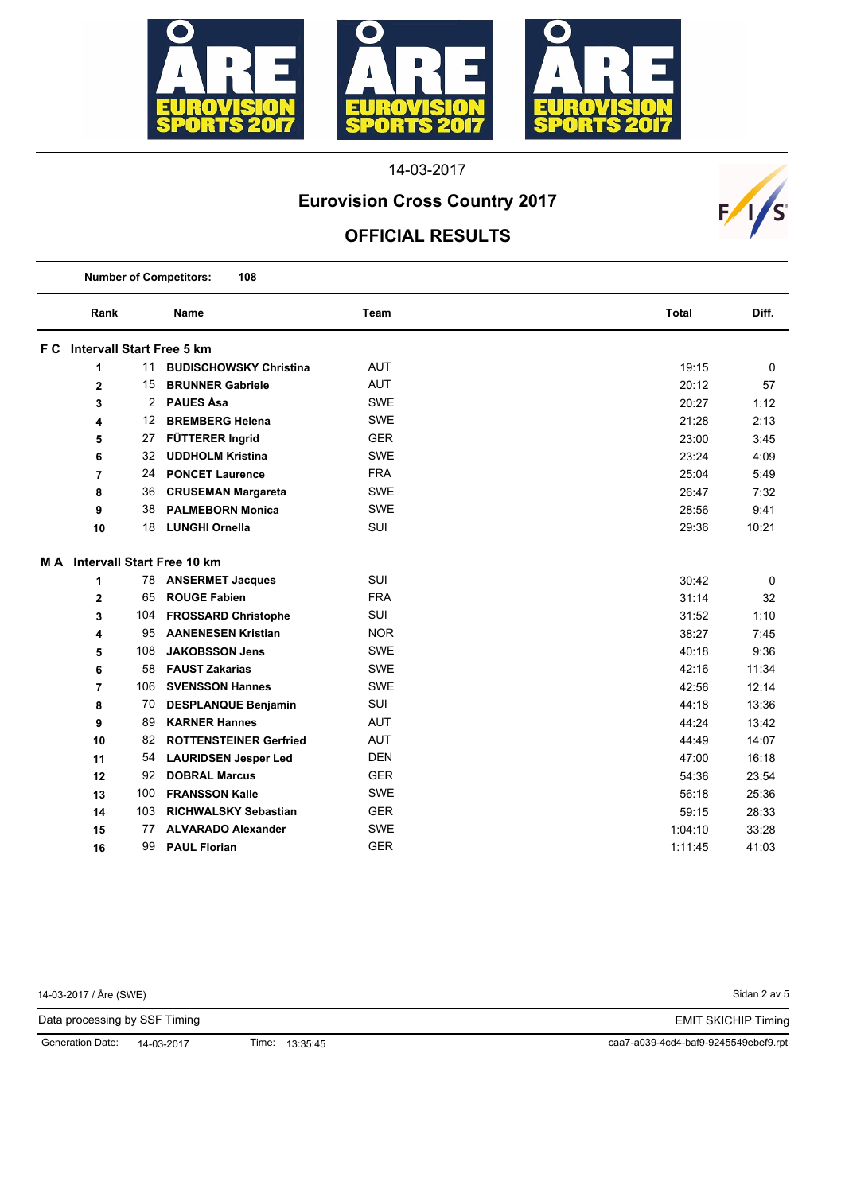14-03-2017

# Eurovision Cross Country 2017

## OFFICIAL RESULTS

**Number of Competitors:** **108**

| Rank | | Name | Team | Total | Diff. |
|---|---|---|---|---|---|
| **F C Intervall Start Free 5 km** | | | | | |
| **1** | 11 | **BUDISCHOWSKY Christina** | AUT | 19:15 | 0 |
| **2** | 15 | **BRUNNER Gabriele** | AUT | 20:12 | 57 |
| **3** | 2 | **PAUES Åsa** | SWE | 20:27 | 1:12 |
| **4** | 12 | **BREMBERG Helena** | SWE | 21:28 | 2:13 |
| **5** | 27 | **FÜTTERER Ingrid** | GER | 23:00 | 3:45 |
| **6** | 32 | **UDDHOLM Kristina** | SWE | 23:24 | 4:09 |
| **7** | 24 | **PONCET Laurence** | FRA | 25:04 | 5:49 |
| **8** | 36 | **CRUSEMAN Margareta** | SWE | 26:47 | 7:32 |
| **9** | 38 | **PALMEBORN Monica** | SWE | 28:56 | 9:41 |
| **10** | 18 | **LUNGHI Ornella** | SUI | 29:36 | 10:21 |
| **M A Intervall Start Free 10 km** | | | | | |
| **1** | 78 | **ANSERMET Jacques** | SUI | 30:42 | 0 |
| **2** | 65 | **ROUGE Fabien** | FRA | 31:14 | 32 |
| **3** | 104 | **FROSSARD Christophe** | SUI | 31:52 | 1:10 |
| **4** | 95 | **AANENESEN Kristian** | NOR | 38:27 | 7:45 |
| **5** | 108 | **JAKOBSSON Jens** | SWE | 40:18 | 9:36 |
| **6** | 58 | **FAUST Zakarias** | SWE | 42:16 | 11:34 |
| **7** | 106 | **SVENSSON Hannes** | SWE | 42:56 | 12:14 |
| **8** | 70 | **DESPLANQUE Benjamin** | SUI | 44:18 | 13:36 |
| **9** | 89 | **KARNER Hannes** | AUT | 44:24 | 13:42 |
| **10** | 82 | **ROTTENSTEINER Gerfried** | AUT | 44:49 | 14:07 |
| **11** | 54 | **LAURIDSEN Jesper Led** | DEN | 47:00 | 16:18 |
| **12** | 92 | **DOBRAL Marcus** | GER | 54:36 | 23:54 |
| **13** | 100 | **FRANSSON Kalle** | SWE | 56:18 | 25:36 |
| **14** | 103 | **RICHWALSKY Sebastian** | GER | 59:15 | 28:33 |
| **15** | 77 | **ALVARADO Alexander** | SWE | 1:04:10 | 33:28 |
| **16** | 99 | **PAUL Florian** | GER | 1:11:45 | 41:03 |

14-03-2017 / Åre (SWE)

Data processing by SSF Timing — EMIT SKICHIP Timing

Generation Date: 14-03-2017 Time: 13:35:45 caa7-a039-4cd4-baf9-9245549ebef9.rpt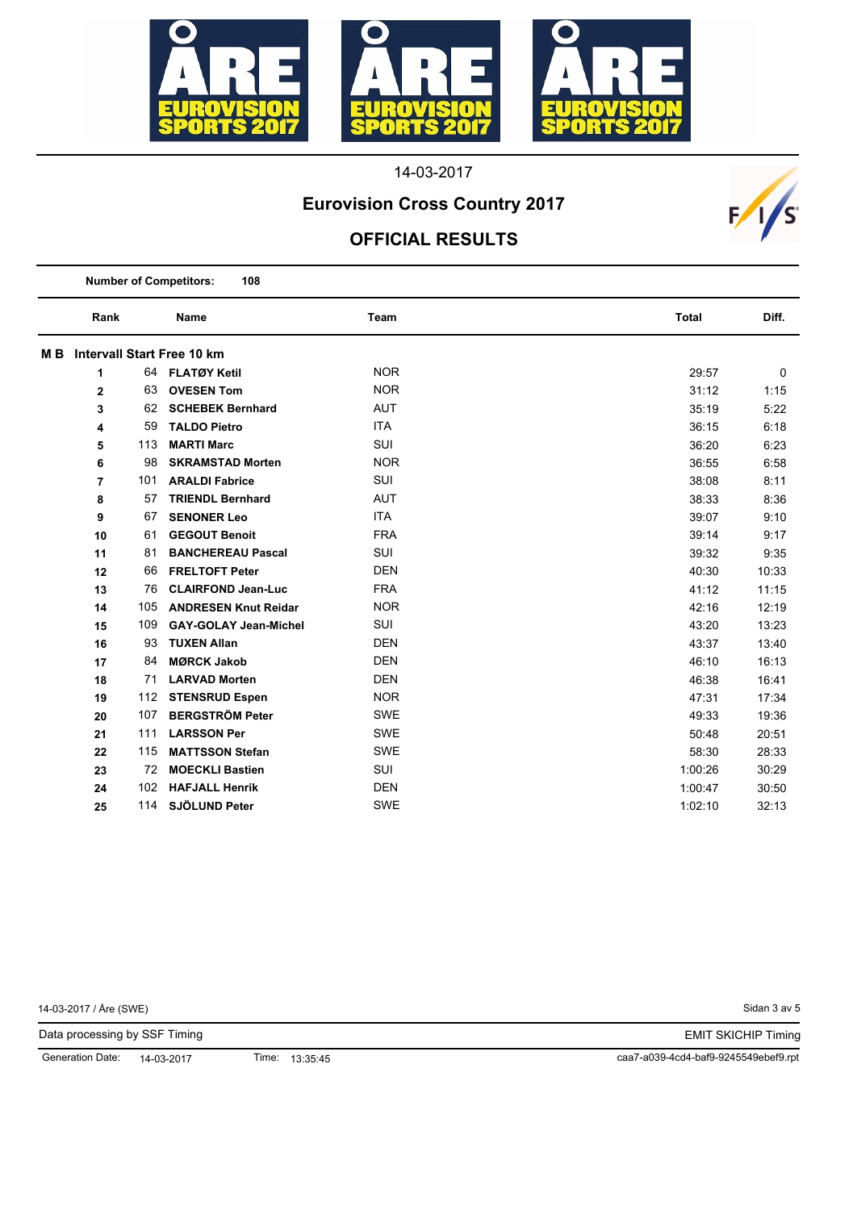14-03-2017

## Eurovision Cross Country 2017

## OFFICIAL RESULTS

**Number of Competitors: 108**

| Rank | | Name | Team | Total | Diff. |
|---|---|---|---|---|---|
| **M B Intervall Start Free 10 km** | | | | | |
| 1 | 64 | **FLATØY Ketil** | NOR | 29:57 | 0 |
| 2 | 63 | **OVESEN Tom** | NOR | 31:12 | 1:15 |
| 3 | 62 | **SCHEBEK Bernhard** | AUT | 35:19 | 5:22 |
| 4 | 59 | **TALDO Pietro** | ITA | 36:15 | 6:18 |
| 5 | 113 | **MARTI Marc** | SUI | 36:20 | 6:23 |
| 6 | 98 | **SKRAMSTAD Morten** | NOR | 36:55 | 6:58 |
| 7 | 101 | **ARALDI Fabrice** | SUI | 38:08 | 8:11 |
| 8 | 57 | **TRIENDL Bernhard** | AUT | 38:33 | 8:36 |
| 9 | 67 | **SENONER Leo** | ITA | 39:07 | 9:10 |
| 10 | 61 | **GEGOUT Benoit** | FRA | 39:14 | 9:17 |
| 11 | 81 | **BANCHEREAU Pascal** | SUI | 39:32 | 9:35 |
| 12 | 66 | **FRELTOFT Peter** | DEN | 40:30 | 10:33 |
| 13 | 76 | **CLAIRFOND Jean-Luc** | FRA | 41:12 | 11:15 |
| 14 | 105 | **ANDRESEN Knut Reidar** | NOR | 42:16 | 12:19 |
| 15 | 109 | **GAY-GOLAY Jean-Michel** | SUI | 43:20 | 13:23 |
| 16 | 93 | **TUXEN Allan** | DEN | 43:37 | 13:40 |
| 17 | 84 | **MØRCK Jakob** | DEN | 46:10 | 16:13 |
| 18 | 71 | **LARVAD Morten** | DEN | 46:38 | 16:41 |
| 19 | 112 | **STENSRUD Espen** | NOR | 47:31 | 17:34 |
| 20 | 107 | **BERGSTRÖM Peter** | SWE | 49:33 | 19:36 |
| 21 | 111 | **LARSSON Per** | SWE | 50:48 | 20:51 |
| 22 | 115 | **MATTSSON Stefan** | SWE | 58:30 | 28:33 |
| 23 | 72 | **MOECKLI Bastien** | SUI | 1:00:26 | 30:29 |
| 24 | 102 | **HAFJALL Henrik** | DEN | 1:00:47 | 30:50 |
| 25 | 114 | **SJÖLUND Peter** | SWE | 1:02:10 | 32:13 |

14-03-2017 / Åre (SWE)

Data processing by SSF Timing — EMIT SKICHIP Timing

Generation Date: 14-03-2017 Time: 13:35:45 caa7-a039-4cd4-baf9-9245549ebef9.rpt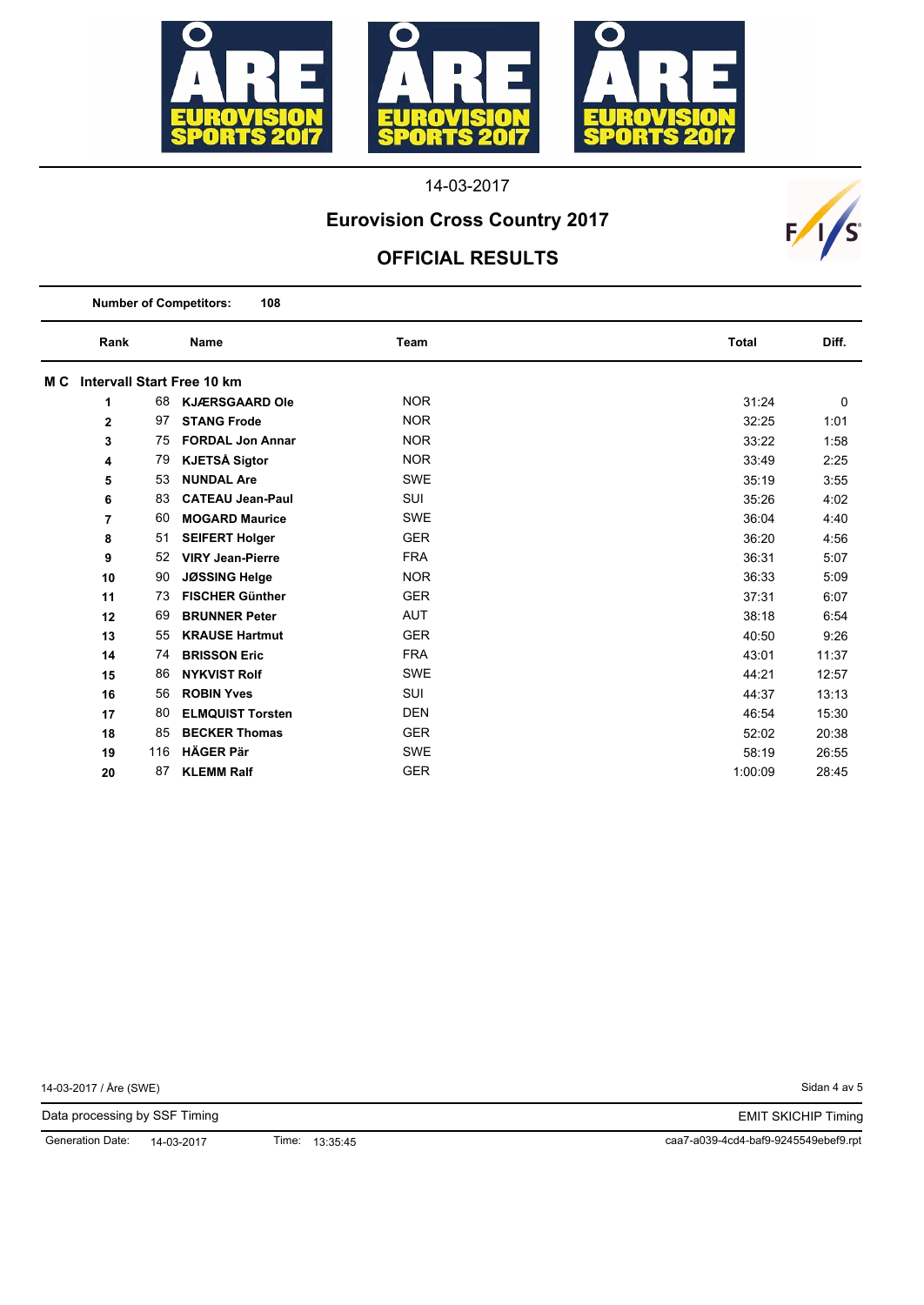14-03-2017

# Eurovision Cross Country 2017

## OFFICIAL RESULTS

**Number of Competitors:** **108**

| Rank | | Name | Team | Total | Diff. |
|---|---|---|---|---|---|
| **M C Intervall Start Free 10 km** | | | | | |
| **1** | 68 | **KJÆRSGAARD Ole** | NOR | 31:24 | 0 |
| **2** | 97 | **STANG Frode** | NOR | 32:25 | 1:01 |
| **3** | 75 | **FORDAL Jon Annar** | NOR | 33:22 | 1:58 |
| **4** | 79 | **KJETSÅ Sigtor** | NOR | 33:49 | 2:25 |
| **5** | 53 | **NUNDAL Are** | SWE | 35:19 | 3:55 |
| **6** | 83 | **CATEAU Jean-Paul** | SUI | 35:26 | 4:02 |
| **7** | 60 | **MOGARD Maurice** | SWE | 36:04 | 4:40 |
| **8** | 51 | **SEIFERT Holger** | GER | 36:20 | 4:56 |
| **9** | 52 | **VIRY Jean-Pierre** | FRA | 36:31 | 5:07 |
| **10** | 90 | **JØSSING Helge** | NOR | 36:33 | 5:09 |
| **11** | 73 | **FISCHER Günther** | GER | 37:31 | 6:07 |
| **12** | 69 | **BRUNNER Peter** | AUT | 38:18 | 6:54 |
| **13** | 55 | **KRAUSE Hartmut** | GER | 40:50 | 9:26 |
| **14** | 74 | **BRISSON Eric** | FRA | 43:01 | 11:37 |
| **15** | 86 | **NYKVIST Rolf** | SWE | 44:21 | 12:57 |
| **16** | 56 | **ROBIN Yves** | SUI | 44:37 | 13:13 |
| **17** | 80 | **ELMQUIST Torsten** | DEN | 46:54 | 15:30 |
| **18** | 85 | **BECKER Thomas** | GER | 52:02 | 20:38 |
| **19** | 116 | **HÄGER Pär** | SWE | 58:19 | 26:55 |
| **20** | 87 | **KLEMM Ralf** | GER | 1:00:09 | 28:45 |

14-03-2017 / Åre (SWE)

Data processing by SSF Timing — EMIT SKICHIP Timing

Generation Date: 14-03-2017 Time: 13:35:45 caa7-a039-4cd4-baf9-9245549ebef9.rpt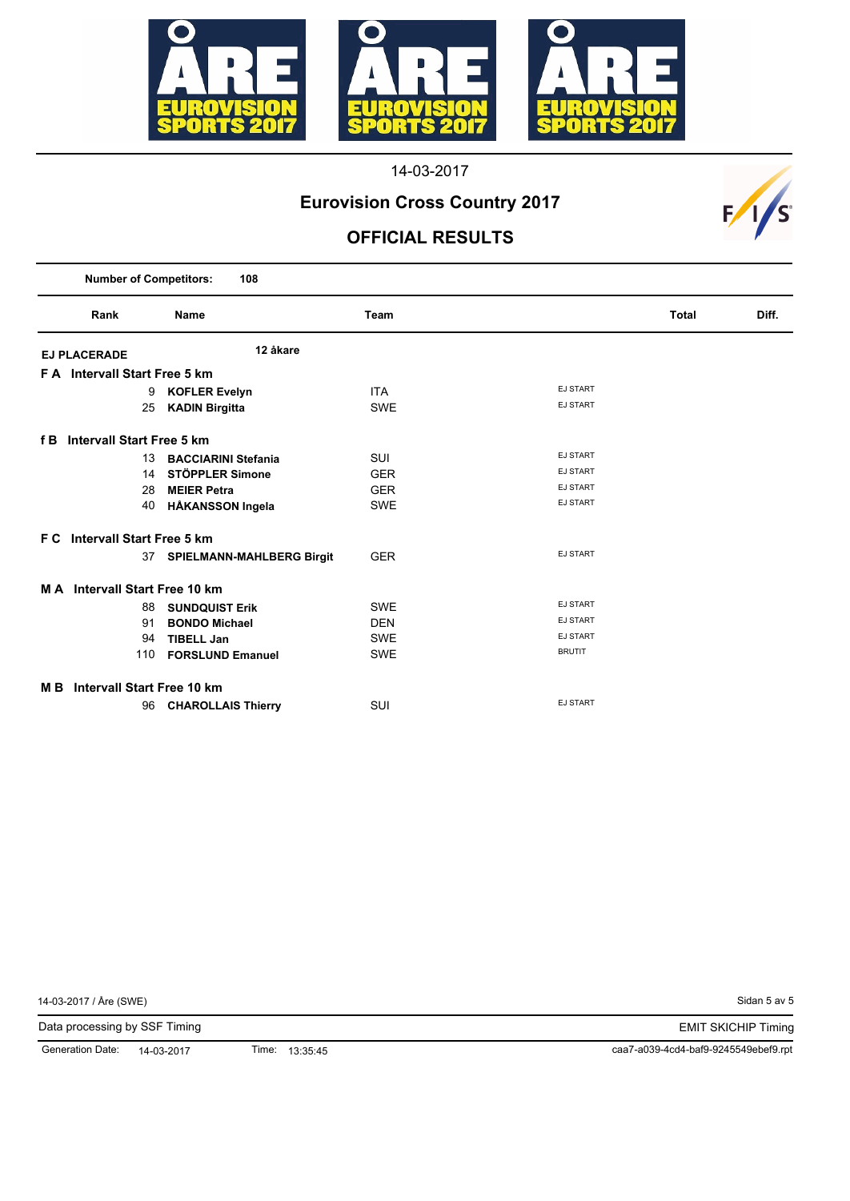14-03-2017

## Eurovision Cross Country 2017

## OFFICIAL RESULTS

**Number of Competitors:** **108**

| Rank | Name | Team | | Total | Diff. |
|---|---|---|---|---|---|
| **EJ PLACERADE** | **12 åkare** | | | | |
| **F A Intervall Start Free 5 km** | | | | | |
| 9 | **KOFLER Evelyn** | ITA | EJ START | | |
| 25 | **KADIN Birgitta** | SWE | EJ START | | |
| **f B Intervall Start Free 5 km** | | | | | |
| 13 | **BACCIARINI Stefania** | SUI | EJ START | | |
| 14 | **STÖPPLER Simone** | GER | EJ START | | |
| 28 | **MEIER Petra** | GER | EJ START | | |
| 40 | **HÅKANSSON Ingela** | SWE | EJ START | | |
| **F C Intervall Start Free 5 km** | | | | | |
| 37 | **SPIELMANN-MAHLBERG Birgit** | GER | EJ START | | |
| **M A Intervall Start Free 10 km** | | | | | |
| 88 | **SUNDQUIST Erik** | SWE | EJ START | | |
| 91 | **BONDO Michael** | DEN | EJ START | | |
| 94 | **TIBELL Jan** | SWE | EJ START | | |
| 110 | **FORSLUND Emanuel** | SWE | BRUTIT | | |
| **M B Intervall Start Free 10 km** | | | | | |
| 96 | **CHAROLLAIS Thierry** | SUI | EJ START | | |

14-03-2017 / Åre (SWE)

Data processing by SSF Timing

EMIT SKICHIP Timing

Generation Date: 14-03-2017 Time: 13:35:45

caa7-a039-4cd4-baf9-9245549ebef9.rpt